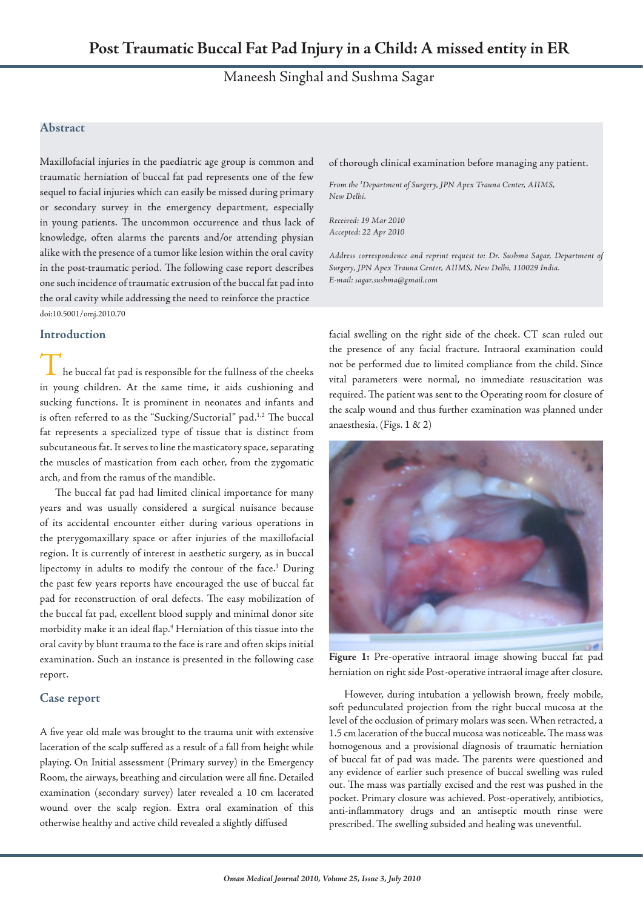# Post Traumatic Buccal Fat Pad Injury in a Child: A missed entity in ER

Maneesh Singhal and Sushma Sagar

## Abstract

Maxillofacial injuries in the paediatric age group is common and traumatic herniation of buccal fat pad represents one of the few sequel to facial injuries which can easily be missed during primary or secondary survey in the emergency department, especially in young patients. The uncommon occurrence and thus lack of knowledge, often alarms the parents and/or attending physian alike with the presence of a tumor like lesion within the oral cavity in the post-traumatic period. The following case report describes one such incidence of traumatic extrusion of the buccal fat pad into the oral cavity while addressing the need to reinforce the practice of thorough clinical examination before managing any patient.

*From the [1]Department of Surgery, JPN Apex Trauna Center, AIIMS, New Delhi.*

*Received: 19 Mar 2010*
*Accepted: 22 Apr 2010*

*Address correspondence and reprint request to: Dr. Sushma Sagar, Department of Surgery, JPN Apex Trauna Center, AIIMS, New Delhi, 110029 India. E-mail: sagar.sushma@gmail.com*

doi:10.5001/omj.2010.70

## Introduction

The buccal fat pad is responsible for the fullness of the cheeks in young children. At the same time, it aids cushioning and sucking functions. It is prominent in neonates and infants and is often referred to as the "Sucking/Suctorial" pad.[1,2] The buccal fat represents a specialized type of tissue that is distinct from subcutaneous fat. It serves to line the masticatory space, separating the muscles of mastication from each other, from the zygomatic arch, and from the ramus of the mandible.

The buccal fat pad had limited clinical importance for many years and was usually considered a surgical nuisance because of its accidental encounter either during various operations in the pterygomaxillary space or after injuries of the maxillofacial region. It is currently of interest in aesthetic surgery, as in buccal lipectomy in adults to modify the contour of the face.[3] During the past few years reports have encouraged the use of buccal fat pad for reconstruction of oral defects. The easy mobilization of the buccal fat pad, excellent blood supply and minimal donor site morbidity make it an ideal flap.[4] Herniation of this tissue into the oral cavity by blunt trauma to the face is rare and often skips initial examination. Such an instance is presented in the following case report.

## Case report

A five year old male was brought to the trauma unit with extensive laceration of the scalp suffered as a result of a fall from height while playing. On Initial assessment (Primary survey) in the Emergency Room, the airways, breathing and circulation were all fine. Detailed examination (secondary survey) later revealed a 10 cm lacerated wound over the scalp region. Extra oral examination of this otherwise healthy and active child revealed a slightly diffused facial swelling on the right side of the cheek. CT scan ruled out the presence of any facial fracture. Intraoral examination could not be performed due to limited compliance from the child. Since vital parameters were normal, no immediate resuscitation was required. The patient was sent to the Operating room for closure of the scalp wound and thus further examination was planned under anaesthesia. (Figs. 1 & 2)

**Figure 1:** Pre-operative intraoral image showing buccal fat pad herniation on right side Post-operative intraoral image after closure.

However, during intubation a yellowish brown, freely mobile, soft pedunculated projection from the right buccal mucosa at the level of the occlusion of primary molars was seen. When retracted, a 1.5 cm laceration of the buccal mucosa was noticeable. The mass was homogenous and a provisional diagnosis of traumatic herniation of buccal fat of pad was made. The parents were questioned and any evidence of earlier such presence of buccal swelling was ruled out. The mass was partially excised and the rest was pushed in the pocket. Primary closure was achieved. Post-operatively, antibiotics, anti-inflammatory drugs and an antiseptic mouth rinse were prescribed. The swelling subsided and healing was uneventful.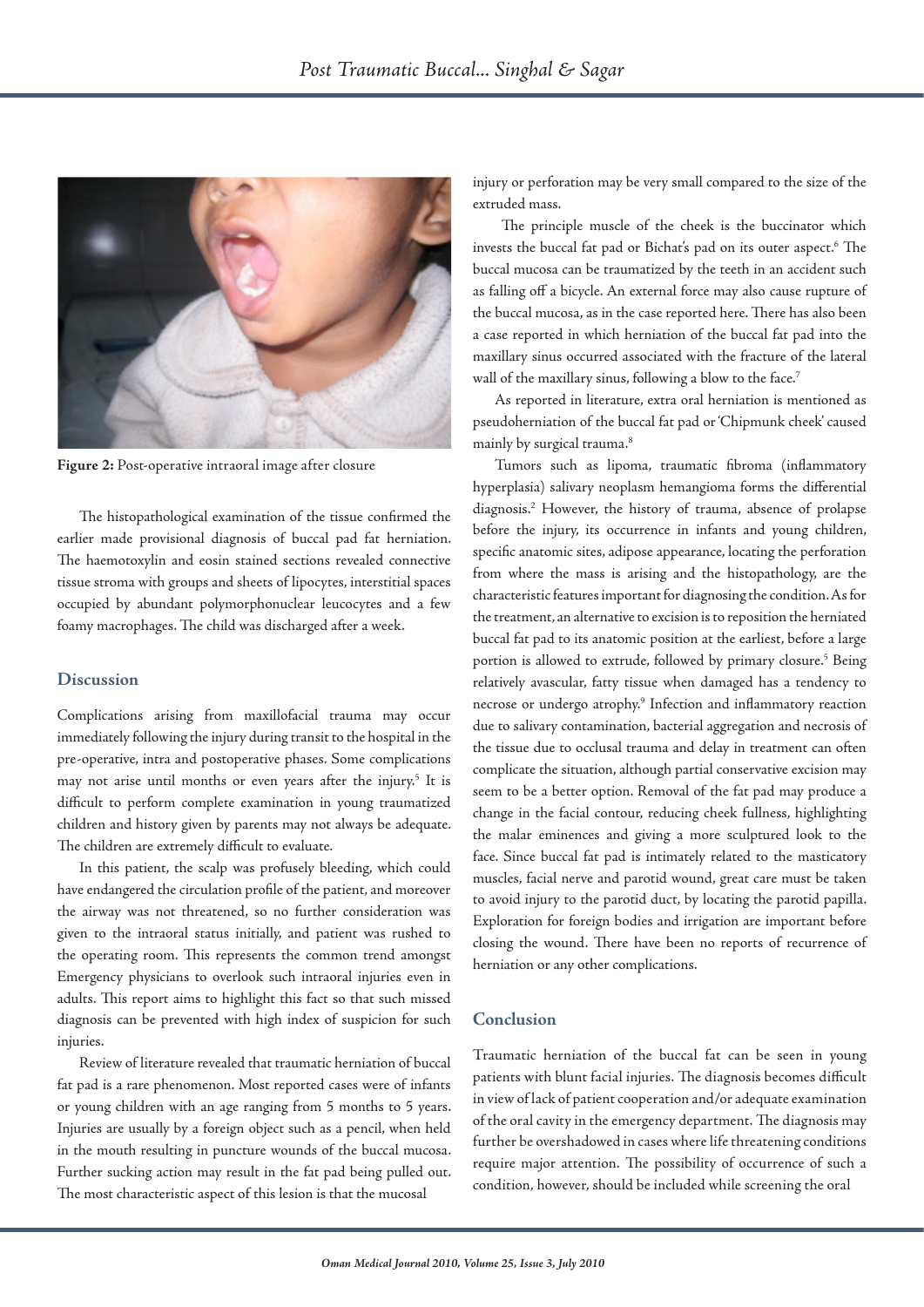Figure 2: Post-operative intraoral image after closure

The histopathological examination of the tissue confirmed the earlier made provisional diagnosis of buccal pad fat herniation. The haemotoxylin and eosin stained sections revealed connective tissue stroma with groups and sheets of lipocytes, interstitial spaces occupied by abundant polymorphonuclear leucocytes and a few foamy macrophages. The child was discharged after a week.

## Discussion

Complications arising from maxillofacial trauma may occur immediately following the injury during transit to the hospital in the pre-operative, intra and postoperative phases. Some complications may not arise until months or even years after the injury.[5] It is difficult to perform complete examination in young traumatized children and history given by parents may not always be adequate. The children are extremely difficult to evaluate.

In this patient, the scalp was profusely bleeding, which could have endangered the circulation profile of the patient, and moreover the airway was not threatened, so no further consideration was given to the intraoral status initially, and patient was rushed to the operating room. This represents the common trend amongst Emergency physicians to overlook such intraoral injuries even in adults. This report aims to highlight this fact so that such missed diagnosis can be prevented with high index of suspicion for such injuries.

Review of literature revealed that traumatic herniation of buccal fat pad is a rare phenomenon. Most reported cases were of infants or young children with an age ranging from 5 months to 5 years. Injuries are usually by a foreign object such as a pencil, when held in the mouth resulting in puncture wounds of the buccal mucosa. Further sucking action may result in the fat pad being pulled out. The most characteristic aspect of this lesion is that the mucosal injury or perforation may be very small compared to the size of the extruded mass.

The principle muscle of the cheek is the buccinator which invests the buccal fat pad or Bichat's pad on its outer aspect.[6] The buccal mucosa can be traumatized by the teeth in an accident such as falling off a bicycle. An external force may also cause rupture of the buccal mucosa, as in the case reported here. There has also been a case reported in which herniation of the buccal fat pad into the maxillary sinus occurred associated with the fracture of the lateral wall of the maxillary sinus, following a blow to the face.[7]

As reported in literature, extra oral herniation is mentioned as pseudoherniation of the buccal fat pad or 'Chipmunk cheek' caused mainly by surgical trauma.[8]

Tumors such as lipoma, traumatic fibroma (inflammatory hyperplasia) salivary neoplasm hemangioma forms the differential diagnosis.[2] However, the history of trauma, absence of prolapse before the injury, its occurrence in infants and young children, specific anatomic sites, adipose appearance, locating the perforation from where the mass is arising and the histopathology, are the characteristic features important for diagnosing the condition. As for the treatment, an alternative to excision is to reposition the herniated buccal fat pad to its anatomic position at the earliest, before a large portion is allowed to extrude, followed by primary closure.[5] Being relatively avascular, fatty tissue when damaged has a tendency to necrose or undergo atrophy.[9] Infection and inflammatory reaction due to salivary contamination, bacterial aggregation and necrosis of the tissue due to occlusal trauma and delay in treatment can often complicate the situation, although partial conservative excision may seem to be a better option. Removal of the fat pad may produce a change in the facial contour, reducing cheek fullness, highlighting the malar eminences and giving a more sculptured look to the face. Since buccal fat pad is intimately related to the masticatory muscles, facial nerve and parotid wound, great care must be taken to avoid injury to the parotid duct, by locating the parotid papilla. Exploration for foreign bodies and irrigation are important before closing the wound. There have been no reports of recurrence of herniation or any other complications.

## Conclusion

Traumatic herniation of the buccal fat can be seen in young patients with blunt facial injuries. The diagnosis becomes difficult in view of lack of patient cooperation and/or adequate examination of the oral cavity in the emergency department. The diagnosis may further be overshadowed in cases where life threatening conditions require major attention. The possibility of occurrence of such a condition, however, should be included while screening the oral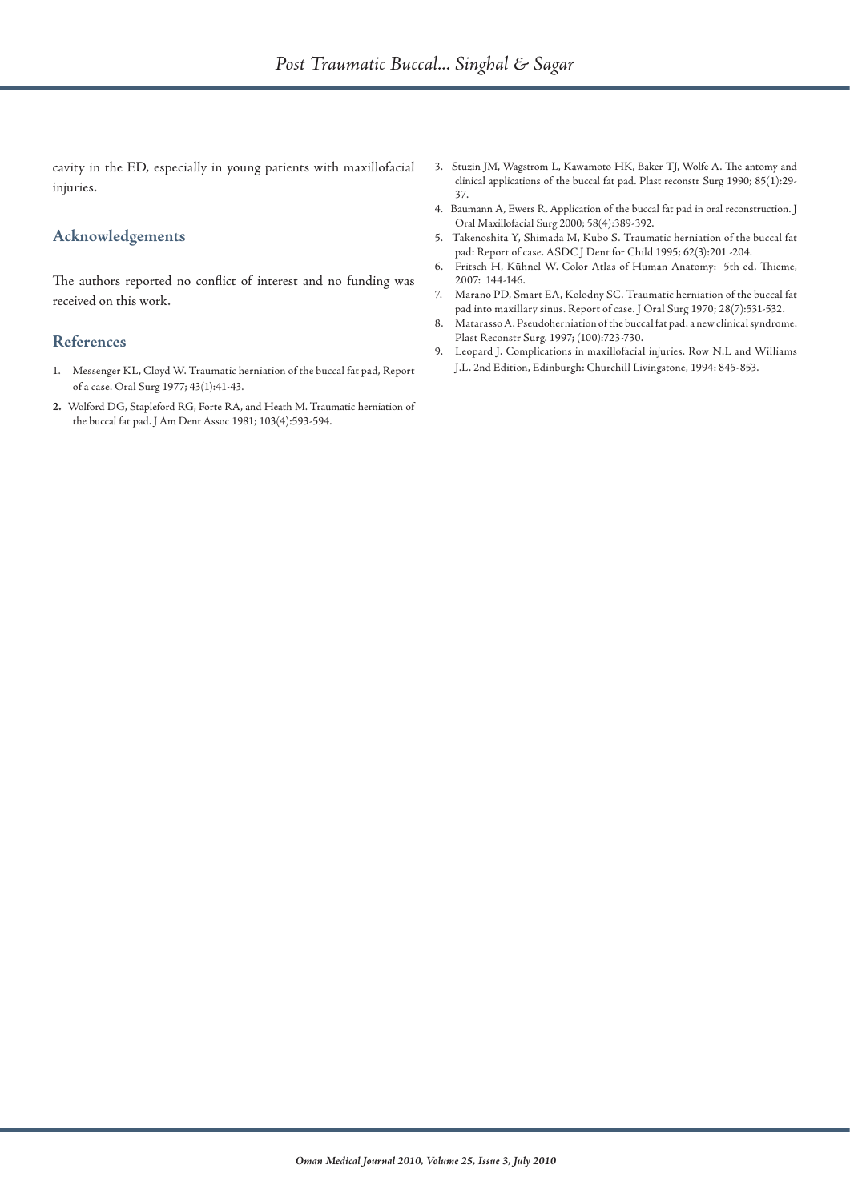cavity in the ED, especially in young patients with maxillofacial injuries.

## Acknowledgements

The authors reported no conflict of interest and no funding was received on this work.

## References

1. Messenger KL, Cloyd W. Traumatic herniation of the buccal fat pad, Report of a case. Oral Surg 1977; 43(1):41-43.
2. Wolford DG, Stapleford RG, Forte RA, and Heath M. Traumatic herniation of the buccal fat pad. J Am Dent Assoc 1981; 103(4):593-594.
3. Stuzin JM, Wagstrom L, Kawamoto HK, Baker TJ, Wolfe A. The antomy and clinical applications of the buccal fat pad. Plast reconstr Surg 1990; 85(1):29-37.
4. Baumann A, Ewers R. Application of the buccal fat pad in oral reconstruction. J Oral Maxillofacial Surg 2000; 58(4):389-392.
5. Takenoshita Y, Shimada M, Kubo S. Traumatic herniation of the buccal fat pad: Report of case. ASDC J Dent for Child 1995; 62(3):201 -204.
6. Fritsch H, Kühnel W. Color Atlas of Human Anatomy: 5th ed. Thieme, 2007: 144-146.
7. Marano PD, Smart EA, Kolodny SC. Traumatic herniation of the buccal fat pad into maxillary sinus. Report of case. J Oral Surg 1970; 28(7):531-532.
8. Matarasso A. Pseudoherniation of the buccal fat pad: a new clinical syndrome. Plast Reconstr Surg. 1997; (100):723-730.
9. Leopard J. Complications in maxillofacial injuries. Row N.L and Williams J.L. 2nd Edition, Edinburgh: Churchill Livingstone, 1994: 845-853.